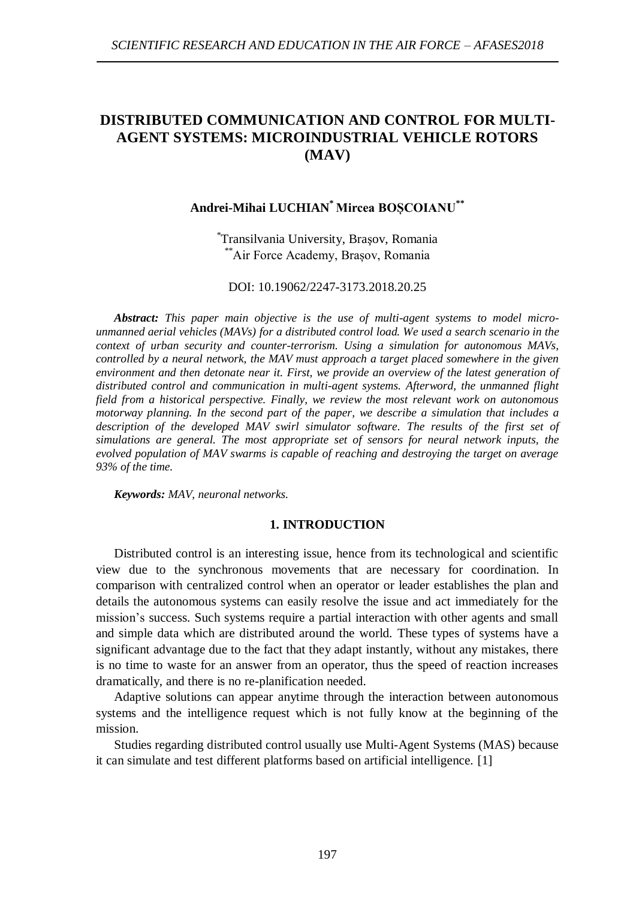# DISTRIBUTED COMMUNICATION AND CONTROL FOR MULTI-AGENT SYSTEMS: MICROINDUSTRIAL VEHICLE ROTORS (MAV)

**Andrei-Mihai LUCHIAN[*] Mircea BOȘCOIANU[**]**

[*]Transilvania University, Brașov, Romania
[**]Air Force Academy, Brașov, Romania

DOI: 10.19062/2247-3173.2018.20.25

***Abstract:*** *This paper main objective is the use of multi-agent systems to model micro-unmanned aerial vehicles (MAVs) for a distributed control load. We used a search scenario in the context of urban security and counter-terrorism. Using a simulation for autonomous MAVs, controlled by a neural network, the MAV must approach a target placed somewhere in the given environment and then detonate near it. First, we provide an overview of the latest generation of distributed control and communication in multi-agent systems. Afterword, the unmanned flight field from a historical perspective. Finally, we review the most relevant work on autonomous motorway planning. In the second part of the paper, we describe a simulation that includes a description of the developed MAV swirl simulator software. The results of the first set of simulations are general. The most appropriate set of sensors for neural network inputs, the evolved population of MAV swarms is capable of reaching and destroying the target on average 93% of the time.*

***Keywords:*** *MAV, neuronal networks.*

## 1. INTRODUCTION

Distributed control is an interesting issue, hence from its technological and scientific view due to the synchronous movements that are necessary for coordination. In comparison with centralized control when an operator or leader establishes the plan and details the autonomous systems can easily resolve the issue and act immediately for the mission's success. Such systems require a partial interaction with other agents and small and simple data which are distributed around the world. These types of systems have a significant advantage due to the fact that they adapt instantly, without any mistakes, there is no time to waste for an answer from an operator, thus the speed of reaction increases dramatically, and there is no re-planification needed.

Adaptive solutions can appear anytime through the interaction between autonomous systems and the intelligence request which is not fully know at the beginning of the mission.

Studies regarding distributed control usually use Multi-Agent Systems (MAS) because it can simulate and test different platforms based on artificial intelligence. [1]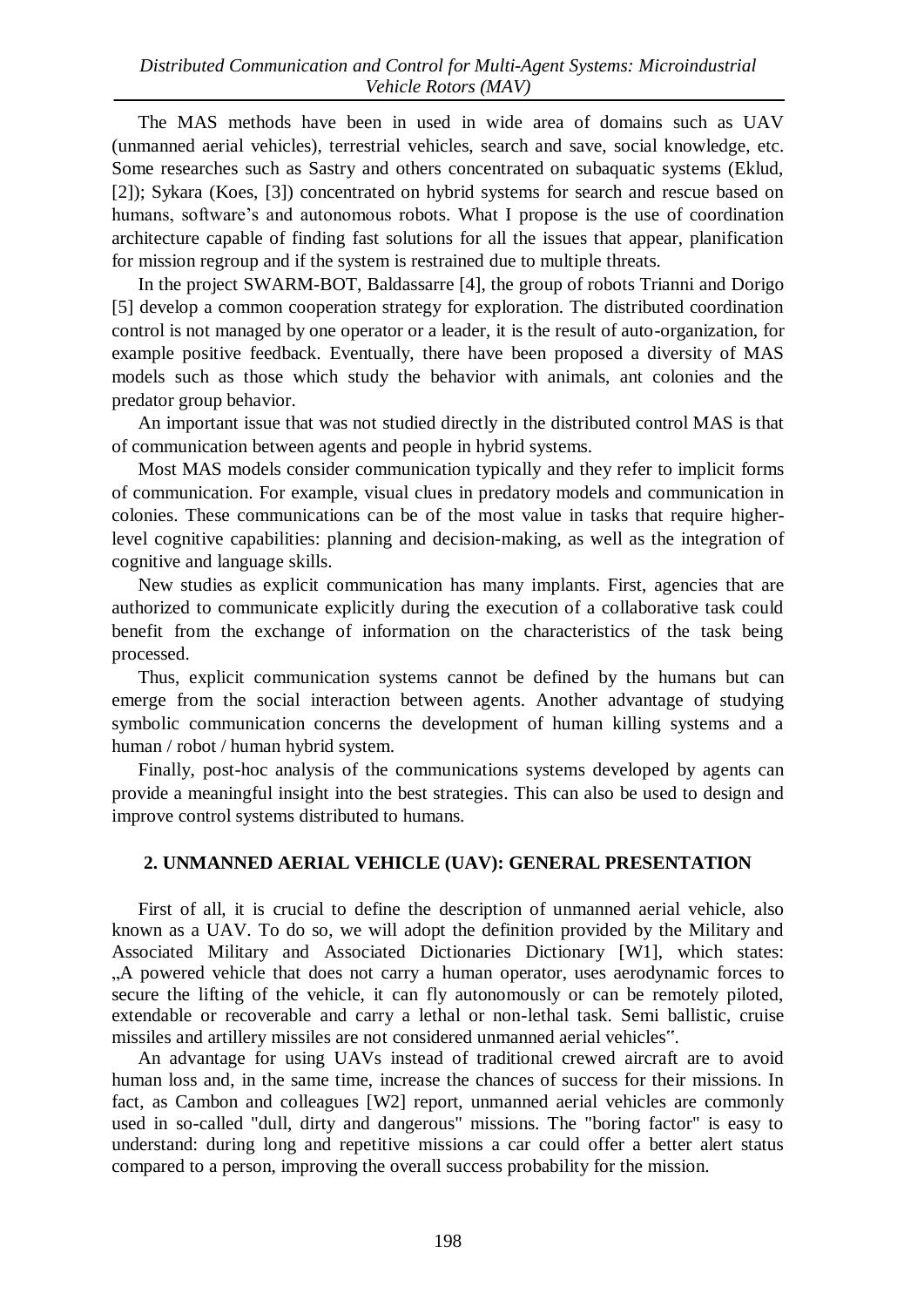The MAS methods have been in used in wide area of domains such as UAV (unmanned aerial vehicles), terrestrial vehicles, search and save, social knowledge, etc. Some researches such as Sastry and others concentrated on subaquatic systems (Eklud, [2]); Sykara (Koes, [3]) concentrated on hybrid systems for search and rescue based on humans, software's and autonomous robots. What I propose is the use of coordination architecture capable of finding fast solutions for all the issues that appear, planification for mission regroup and if the system is restrained due to multiple threats.

In the project SWARM-BOT, Baldassarre [4], the group of robots Trianni and Dorigo [5] develop a common cooperation strategy for exploration. The distributed coordination control is not managed by one operator or a leader, it is the result of auto-organization, for example positive feedback. Eventually, there have been proposed a diversity of MAS models such as those which study the behavior with animals, ant colonies and the predator group behavior.

An important issue that was not studied directly in the distributed control MAS is that of communication between agents and people in hybrid systems.

Most MAS models consider communication typically and they refer to implicit forms of communication. For example, visual clues in predatory models and communication in colonies. These communications can be of the most value in tasks that require higher-level cognitive capabilities: planning and decision-making, as well as the integration of cognitive and language skills.

New studies as explicit communication has many implants. First, agencies that are authorized to communicate explicitly during the execution of a collaborative task could benefit from the exchange of information on the characteristics of the task being processed.

Thus, explicit communication systems cannot be defined by the humans but can emerge from the social interaction between agents. Another advantage of studying symbolic communication concerns the development of human killing systems and a human / robot / human hybrid system.

Finally, post-hoc analysis of the communications systems developed by agents can provide a meaningful insight into the best strategies. This can also be used to design and improve control systems distributed to humans.

## 2. UNMANNED AERIAL VEHICLE (UAV): GENERAL PRESENTATION

First of all, it is crucial to define the description of unmanned aerial vehicle, also known as a UAV. To do so, we will adopt the definition provided by the Military and Associated Military and Associated Dictionaries Dictionary [W1], which states: „A powered vehicle that does not carry a human operator, uses aerodynamic forces to secure the lifting of the vehicle, it can fly autonomously or can be remotely piloted, extendable or recoverable and carry a lethal or non-lethal task. Semi ballistic, cruise missiles and artillery missiles are not considered unmanned aerial vehicles".

An advantage for using UAVs instead of traditional crewed aircraft are to avoid human loss and, in the same time, increase the chances of success for their missions. In fact, as Cambon and colleagues [W2] report, unmanned aerial vehicles are commonly used in so-called "dull, dirty and dangerous" missions. The "boring factor" is easy to understand: during long and repetitive missions a car could offer a better alert status compared to a person, improving the overall success probability for the mission.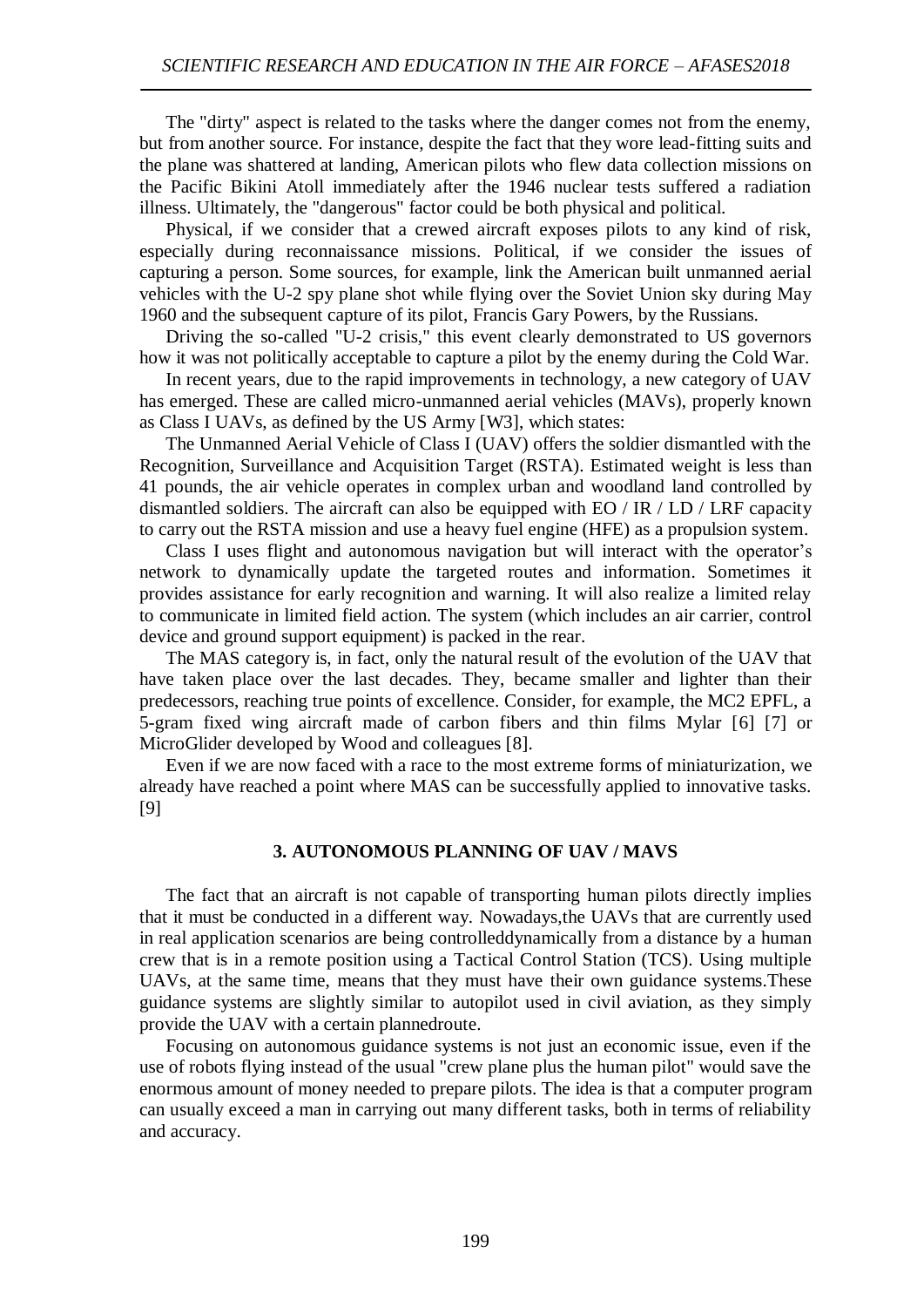The "dirty" aspect is related to the tasks where the danger comes not from the enemy, but from another source. For instance, despite the fact that they wore lead-fitting suits and the plane was shattered at landing, American pilots who flew data collection missions on the Pacific Bikini Atoll immediately after the 1946 nuclear tests suffered a radiation illness. Ultimately, the "dangerous" factor could be both physical and political.

Physical, if we consider that a crewed aircraft exposes pilots to any kind of risk, especially during reconnaissance missions. Political, if we consider the issues of capturing a person. Some sources, for example, link the American built unmanned aerial vehicles with the U-2 spy plane shot while flying over the Soviet Union sky during May 1960 and the subsequent capture of its pilot, Francis Gary Powers, by the Russians.

Driving the so-called "U-2 crisis," this event clearly demonstrated to US governors how it was not politically acceptable to capture a pilot by the enemy during the Cold War.

In recent years, due to the rapid improvements in technology, a new category of UAV has emerged. These are called micro-unmanned aerial vehicles (MAVs), properly known as Class I UAVs, as defined by the US Army [W3], which states:

The Unmanned Aerial Vehicle of Class I (UAV) offers the soldier dismantled with the Recognition, Surveillance and Acquisition Target (RSTA). Estimated weight is less than 41 pounds, the air vehicle operates in complex urban and woodland land controlled by dismantled soldiers. The aircraft can also be equipped with EO / IR / LD / LRF capacity to carry out the RSTA mission and use a heavy fuel engine (HFE) as a propulsion system.

Class I uses flight and autonomous navigation but will interact with the operator's network to dynamically update the targeted routes and information. Sometimes it provides assistance for early recognition and warning. It will also realize a limited relay to communicate in limited field action. The system (which includes an air carrier, control device and ground support equipment) is packed in the rear.

The MAS category is, in fact, only the natural result of the evolution of the UAV that have taken place over the last decades. They, became smaller and lighter than their predecessors, reaching true points of excellence. Consider, for example, the MC2 EPFL, a 5-gram fixed wing aircraft made of carbon fibers and thin films Mylar [6] [7] or MicroGlider developed by Wood and colleagues [8].

Even if we are now faced with a race to the most extreme forms of miniaturization, we already have reached a point where MAS can be successfully applied to innovative tasks. [9]

## 3. AUTONOMOUS PLANNING OF UAV / MAVS

The fact that an aircraft is not capable of transporting human pilots directly implies that it must be conducted in a different way. Nowadays,the UAVs that are currently used in real application scenarios are being controlleddynamically from a distance by a human crew that is in a remote position using a Tactical Control Station (TCS). Using multiple UAVs, at the same time, means that they must have their own guidance systems.These guidance systems are slightly similar to autopilot used in civil aviation, as they simply provide the UAV with a certain plannedroute.

Focusing on autonomous guidance systems is not just an economic issue, even if the use of robots flying instead of the usual "crew plane plus the human pilot" would save the enormous amount of money needed to prepare pilots. The idea is that a computer program can usually exceed a man in carrying out many different tasks, both in terms of reliability and accuracy.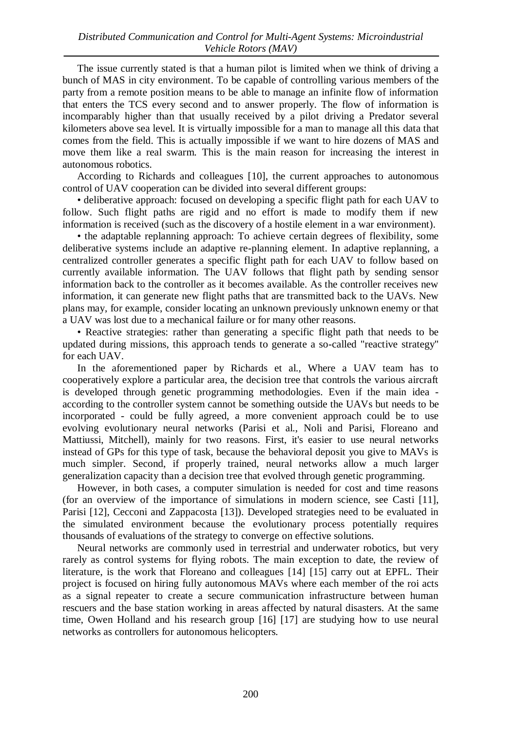The issue currently stated is that a human pilot is limited when we think of driving a bunch of MAS in city environment. To be capable of controlling various members of the party from a remote position means to be able to manage an infinite flow of information that enters the TCS every second and to answer properly. The flow of information is incomparably higher than that usually received by a pilot driving a Predator several kilometers above sea level. It is virtually impossible for a man to manage all this data that comes from the field. This is actually impossible if we want to hire dozens of MAS and move them like a real swarm. This is the main reason for increasing the interest in autonomous robotics.

According to Richards and colleagues [10], the current approaches to autonomous control of UAV cooperation can be divided into several different groups:

• deliberative approach: focused on developing a specific flight path for each UAV to follow. Such flight paths are rigid and no effort is made to modify them if new information is received (such as the discovery of a hostile element in a war environment).

• the adaptable replanning approach: To achieve certain degrees of flexibility, some deliberative systems include an adaptive re-planning element. In adaptive replanning, a centralized controller generates a specific flight path for each UAV to follow based on currently available information. The UAV follows that flight path by sending sensor information back to the controller as it becomes available. As the controller receives new information, it can generate new flight paths that are transmitted back to the UAVs. New plans may, for example, consider locating an unknown previously unknown enemy or that a UAV was lost due to a mechanical failure or for many other reasons.

• Reactive strategies: rather than generating a specific flight path that needs to be updated during missions, this approach tends to generate a so-called "reactive strategy" for each UAV.

In the aforementioned paper by Richards et al., Where a UAV team has to cooperatively explore a particular area, the decision tree that controls the various aircraft is developed through genetic programming methodologies. Even if the main idea - according to the controller system cannot be something outside the UAVs but needs to be incorporated - could be fully agreed, a more convenient approach could be to use evolving evolutionary neural networks (Parisi et al., Noli and Parisi, Floreano and Mattiussi, Mitchell), mainly for two reasons. First, it's easier to use neural networks instead of GPs for this type of task, because the behavioral deposit you give to MAVs is much simpler. Second, if properly trained, neural networks allow a much larger generalization capacity than a decision tree that evolved through genetic programming.

However, in both cases, a computer simulation is needed for cost and time reasons (for an overview of the importance of simulations in modern science, see Casti [11], Parisi [12], Cecconi and Zappacosta [13]). Developed strategies need to be evaluated in the simulated environment because the evolutionary process potentially requires thousands of evaluations of the strategy to converge on effective solutions.

Neural networks are commonly used in terrestrial and underwater robotics, but very rarely as control systems for flying robots. The main exception to date, the review of literature, is the work that Floreano and colleagues [14] [15] carry out at EPFL. Their project is focused on hiring fully autonomous MAVs where each member of the roi acts as a signal repeater to create a secure communication infrastructure between human rescuers and the base station working in areas affected by natural disasters. At the same time, Owen Holland and his research group [16] [17] are studying how to use neural networks as controllers for autonomous helicopters.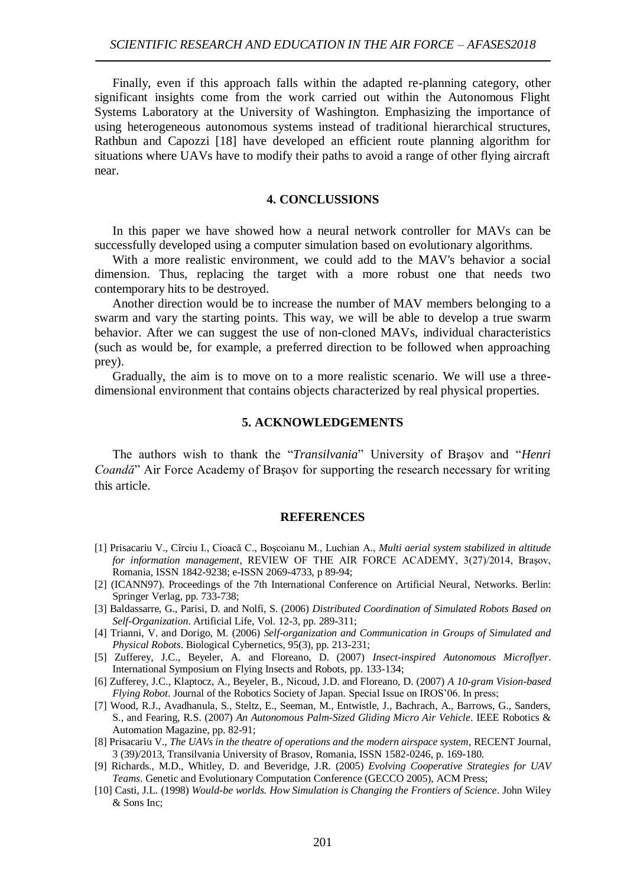Finally, even if this approach falls within the adapted re-planning category, other significant insights come from the work carried out within the Autonomous Flight Systems Laboratory at the University of Washington. Emphasizing the importance of using heterogeneous autonomous systems instead of traditional hierarchical structures, Rathbun and Capozzi [18] have developed an efficient route planning algorithm for situations where UAVs have to modify their paths to avoid a range of other flying aircraft near.

## 4. CONCLUSSIONS

In this paper we have showed how a neural network controller for MAVs can be successfully developed using a computer simulation based on evolutionary algorithms.

With a more realistic environment, we could add to the MAV's behavior a social dimension. Thus, replacing the target with a more robust one that needs two contemporary hits to be destroyed.

Another direction would be to increase the number of MAV members belonging to a swarm and vary the starting points. This way, we will be able to develop a true swarm behavior. After we can suggest the use of non-cloned MAVs, individual characteristics (such as would be, for example, a preferred direction to be followed when approaching prey).

Gradually, the aim is to move on to a more realistic scenario. We will use a three-dimensional environment that contains objects characterized by real physical properties.

## 5. ACKNOWLEDGEMENTS

The authors wish to thank the "*Transilvania*" University of Braşov and "*Henri Coandă*" Air Force Academy of Braşov for supporting the research necessary for writing this article.

## REFERENCES

[1] Prisacariu V., Cîrciu I., Cioacă C., Boşcoianu M., Luchian A., *Multi aerial system stabilized in altitude for information management*, REVIEW OF THE AIR FORCE ACADEMY, 3(27)/2014, Braşov, Romania, ISSN 1842-9238; e-ISSN 2069-4733, p 89-94;

[2] (ICANN97). Proceedings of the 7th International Conference on Artificial Neural, Networks. Berlin: Springer Verlag, pp. 733-738;

[3] Baldassarre, G., Parisi, D. and Nolfi, S. (2006) *Distributed Coordination of Simulated Robots Based on Self-Organization*. Artificial Life, Vol. 12-3, pp. 289-311;

[4] Trianni, V. and Dorigo, M. (2006) *Self-organization and Communication in Groups of Simulated and Physical Robots*. Biological Cybernetics, 95(3), pp. 213-231;

[5] Zufferey, J.C., Beyeler, A. and Floreano, D. (2007) *Insect-inspired Autonomous Microflyer*. International Symposium on Flying Insects and Robots, pp. 133-134;

[6] Zufferey, J.C., Klaptocz, A., Beyeler, B., Nicoud, J.D. and Floreano, D. (2007) *A 10-gram Vision-based Flying Robot*. Journal of the Robotics Society of Japan. Special Issue on IROS'06. In press;

[7] Wood, R.J., Avadhanula, S., Steltz, E., Seeman, M., Entwistle, J., Bachrach, A., Barrows, G., Sanders, S., and Fearing, R.S. (2007) *An Autonomous Palm-Sized Gliding Micro Air Vehicle*. IEEE Robotics & Automation Magazine, pp. 82-91;

[8] Prisacariu V., *The UAVs in the theatre of operations and the modern airspace system*, RECENT Journal, 3 (39)/2013, Transilvania University of Brasov, Romania, ISSN 1582-0246, p. 169-180.

[9] Richards., M.D., Whitley, D. and Beveridge, J.R. (2005) *Evolving Cooperative Strategies for UAV Teams*. Genetic and Evolutionary Computation Conference (GECCO 2005), ACM Press;

[10] Casti, J.L. (1998) *Would-be worlds. How Simulation is Changing the Frontiers of Science*. John Wiley & Sons Inc;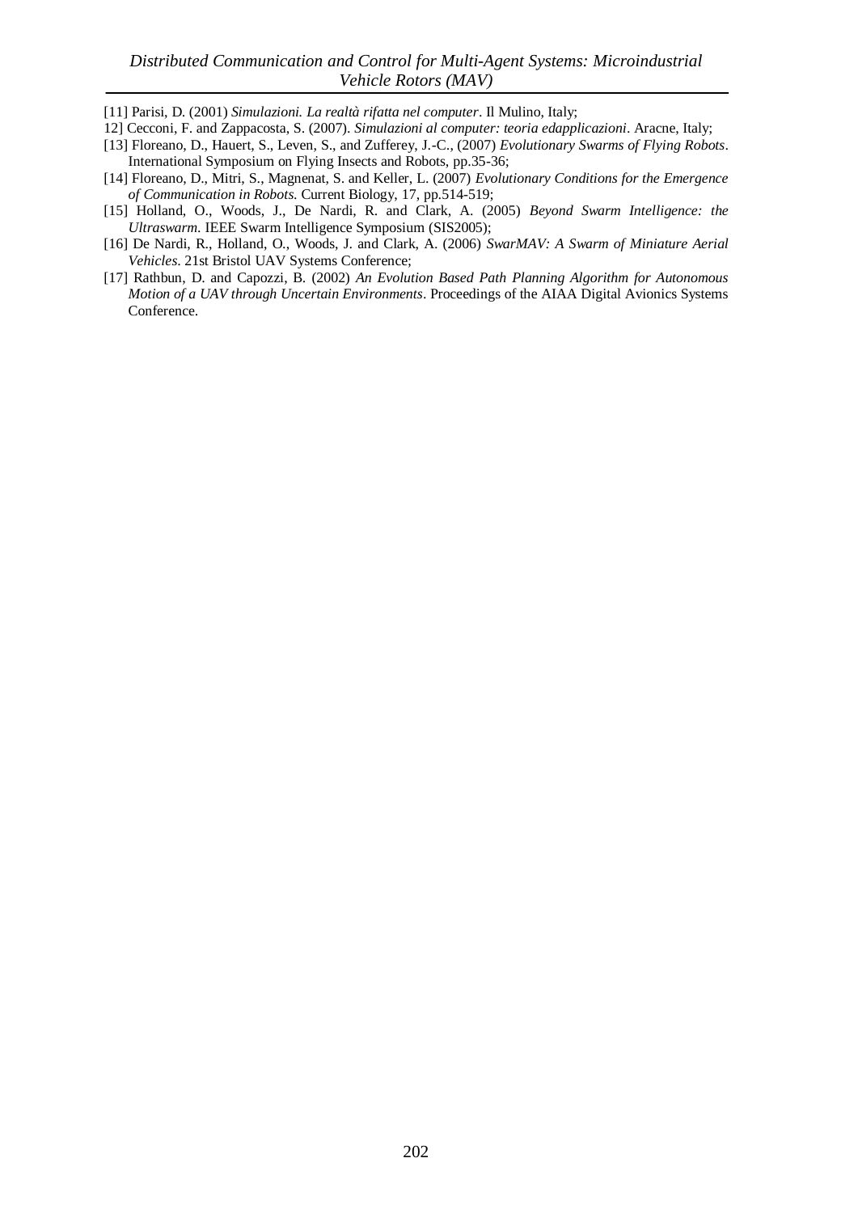[11] Parisi, D. (2001) *Simulazioni. La realtà rifatta nel computer*. Il Mulino, Italy;

12] Cecconi, F. and Zappacosta, S. (2007). *Simulazioni al computer: teoria edapplicazioni*. Aracne, Italy;

[13] Floreano, D., Hauert, S., Leven, S., and Zufferey, J.-C., (2007) *Evolutionary Swarms of Flying Robots*. International Symposium on Flying Insects and Robots, pp.35-36;

[14] Floreano, D., Mitri, S., Magnenat, S. and Keller, L. (2007) *Evolutionary Conditions for the Emergence of Communication in Robots.* Current Biology, 17, pp.514-519;

[15] Holland, O., Woods, J., De Nardi, R. and Clark, A. (2005) *Beyond Swarm Intelligence: the Ultraswarm.* IEEE Swarm Intelligence Symposium (SIS2005);

[16] De Nardi, R., Holland, O., Woods, J. and Clark, A. (2006) *SwarMAV: A Swarm of Miniature Aerial Vehicles*. 21st Bristol UAV Systems Conference;

[17] Rathbun, D. and Capozzi, B. (2002) *An Evolution Based Path Planning Algorithm for Autonomous Motion of a UAV through Uncertain Environments*. Proceedings of the AIAA Digital Avionics Systems Conference.